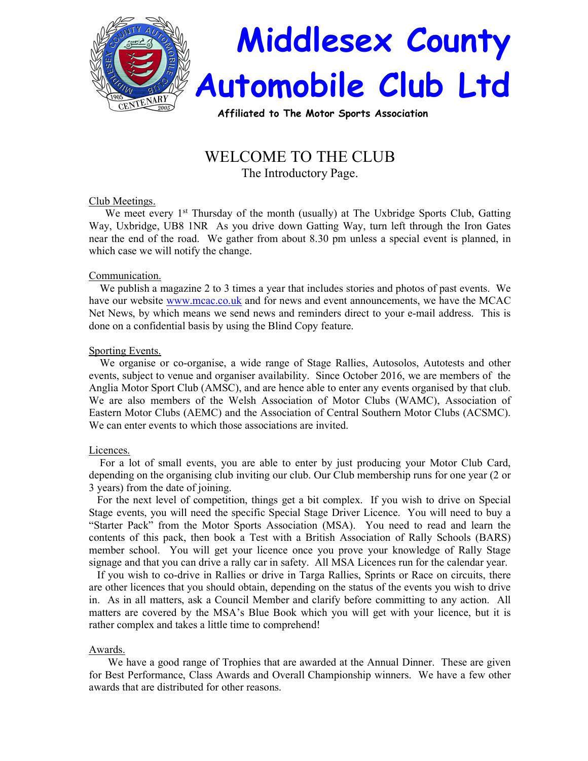# Middlesex County Automobile Club Ltd

**Affiliated to The Motor Sports Association**

## WELCOME TO THE CLUB

The Introductory Page.

Club Meetings.

We meet every 1st Thursday of the month (usually) at The Uxbridge Sports Club, Gatting Way, Uxbridge, UB8 1NR As you drive down Gatting Way, turn left through the Iron Gates near the end of the road. We gather from about 8.30 pm unless a special event is planned, in which case we will notify the change.

Communication.

We publish a magazine 2 to 3 times a year that includes stories and photos of past events. We have our website www.mcac.co.uk and for news and event announcements, we have the MCAC Net News, by which means we send news and reminders direct to your e-mail address. This is done on a confidential basis by using the Blind Copy feature.

Sporting Events.

We organise or co-organise, a wide range of Stage Rallies, Autosolos, Autotests and other events, subject to venue and organiser availability. Since October 2016, we are members of the Anglia Motor Sport Club (AMSC), and are hence able to enter any events organised by that club. We are also members of the Welsh Association of Motor Clubs (WAMC), Association of Eastern Motor Clubs (AEMC) and the Association of Central Southern Motor Clubs (ACSMC). We can enter events to which those associations are invited.

Licences.

For a lot of small events, you are able to enter by just producing your Motor Club Card, depending on the organising club inviting our club. Our Club membership runs for one year (2 or 3 years) from the date of joining.

For the next level of competition, things get a bit complex. If you wish to drive on Special Stage events, you will need the specific Special Stage Driver Licence. You will need to buy a "Starter Pack" from the Motor Sports Association (MSA). You need to read and learn the contents of this pack, then book a Test with a British Association of Rally Schools (BARS) member school. You will get your licence once you prove your knowledge of Rally Stage signage and that you can drive a rally car in safety. All MSA Licences run for the calendar year.

If you wish to co-drive in Rallies or drive in Targa Rallies, Sprints or Race on circuits, there are other licences that you should obtain, depending on the status of the events you wish to drive in. As in all matters, ask a Council Member and clarify before committing to any action. All matters are covered by the MSA's Blue Book which you will get with your licence, but it is rather complex and takes a little time to comprehend!

Awards.

We have a good range of Trophies that are awarded at the Annual Dinner. These are given for Best Performance, Class Awards and Overall Championship winners. We have a few other awards that are distributed for other reasons.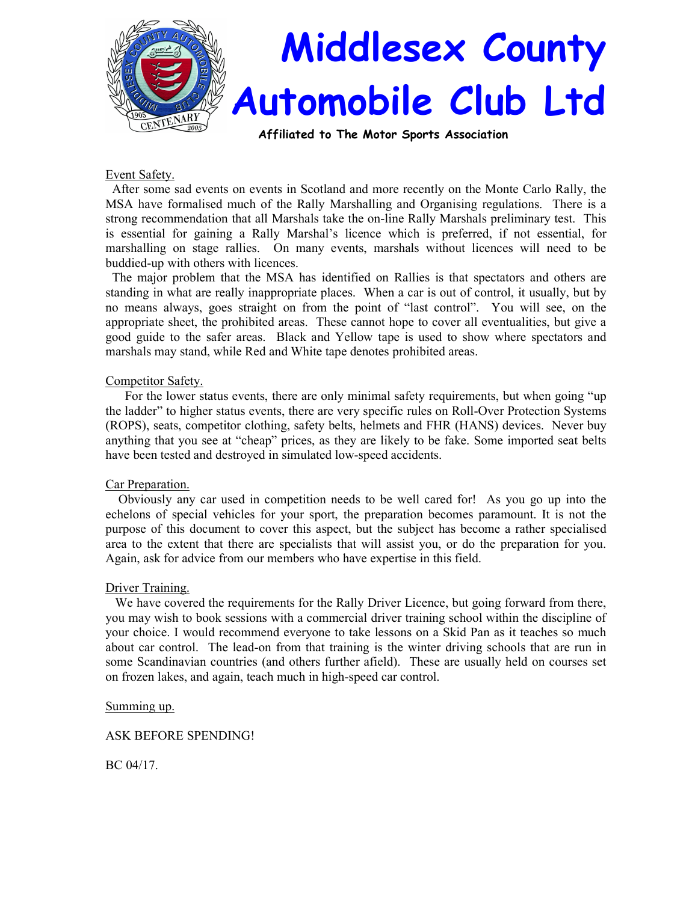# Middlesex County Automobile Club Ltd

**Affiliated to The Motor Sports Association**

Event Safety.

After some sad events on events in Scotland and more recently on the Monte Carlo Rally, the MSA have formalised much of the Rally Marshalling and Organising regulations. There is a strong recommendation that all Marshals take the on-line Rally Marshals preliminary test. This is essential for gaining a Rally Marshal's licence which is preferred, if not essential, for marshalling on stage rallies. On many events, marshals without licences will need to be buddied-up with others with licences.

The major problem that the MSA has identified on Rallies is that spectators and others are standing in what are really inappropriate places. When a car is out of control, it usually, but by no means always, goes straight on from the point of "last control". You will see, on the appropriate sheet, the prohibited areas. These cannot hope to cover all eventualities, but give a good guide to the safer areas. Black and Yellow tape is used to show where spectators and marshals may stand, while Red and White tape denotes prohibited areas.

Competitor Safety.

For the lower status events, there are only minimal safety requirements, but when going "up the ladder" to higher status events, there are very specific rules on Roll-Over Protection Systems (ROPS), seats, competitor clothing, safety belts, helmets and FHR (HANS) devices. Never buy anything that you see at "cheap" prices, as they are likely to be fake. Some imported seat belts have been tested and destroyed in simulated low-speed accidents.

Car Preparation.

Obviously any car used in competition needs to be well cared for! As you go up into the echelons of special vehicles for your sport, the preparation becomes paramount. It is not the purpose of this document to cover this aspect, but the subject has become a rather specialised area to the extent that there are specialists that will assist you, or do the preparation for you. Again, ask for advice from our members who have expertise in this field.

Driver Training.

We have covered the requirements for the Rally Driver Licence, but going forward from there, you may wish to book sessions with a commercial driver training school within the discipline of your choice. I would recommend everyone to take lessons on a Skid Pan as it teaches so much about car control. The lead-on from that training is the winter driving schools that are run in some Scandinavian countries (and others further afield). These are usually held on courses set on frozen lakes, and again, teach much in high-speed car control.

Summing up.

ASK BEFORE SPENDING!

BC 04/17.